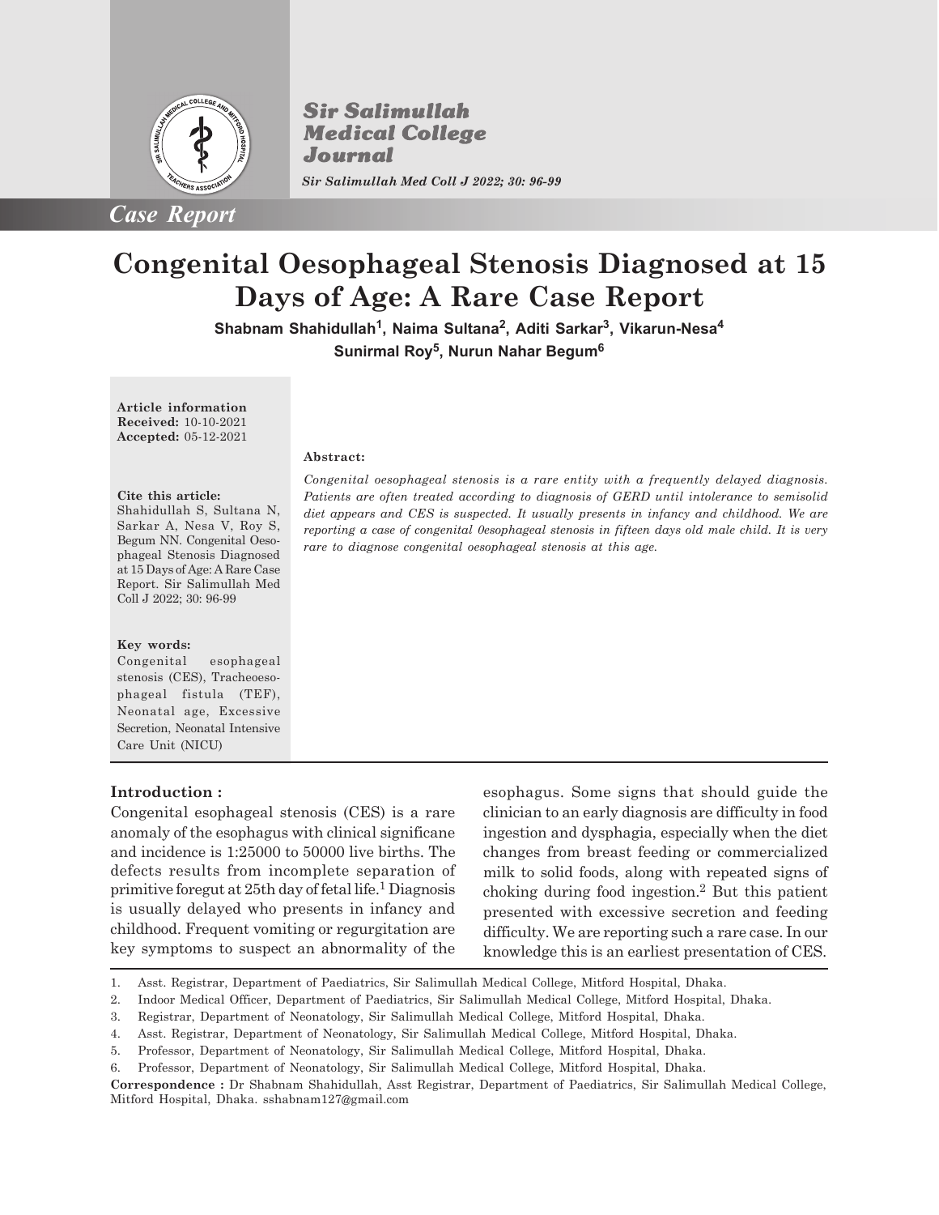Case Report

# Congenital Oesophageal Stenosis Diagnosed at 15 Days of Age: A Rare Case Report

**Shabnam Shahidullah[1], Naima Sultana[2], Aditi Sarkar[3], Vikarun-Nesa[4] Sunirmal Roy[5], Nurun Nahar Begum[6]**

**Article information**
**Received:** 10-10-2021
**Accepted:** 05-12-2021

**Cite this article:**
Shahidullah S, Sultana N, Sarkar A, Nesa V, Roy S, Begum NN. Congenital Oesophageal Stenosis Diagnosed at 15 Days of Age: A Rare Case Report. Sir Salimullah Med Coll J 2022; 30: 96-99

**Key words:**
Congenital esophageal stenosis (CES), Tracheoesophageal fistula (TEF), Neonatal age, Excessive Secretion, Neonatal Intensive Care Unit (NICU)

**Abstract:**

*Congenital oesophageal stenosis is a rare entity with a frequently delayed diagnosis. Patients are often treated according to diagnosis of GERD until intolerance to semisolid diet appears and CES is suspected. It usually presents in infancy and childhood. We are reporting a case of congenital 0esophageal stenosis in fifteen days old male child. It is very rare to diagnose congenital oesophageal stenosis at this age.*

## Introduction :

Congenital esophageal stenosis (CES) is a rare anomaly of the esophagus with clinical significane and incidence is 1:25000 to 50000 live births. The defects results from incomplete separation of primitive foregut at 25th day of fetal life.[1] Diagnosis is usually delayed who presents in infancy and childhood. Frequent vomiting or regurgitation are key symptoms to suspect an abnormality of the esophagus. Some signs that should guide the clinician to an early diagnosis are difficulty in food ingestion and dysphagia, especially when the diet changes from breast feeding or commercialized milk to solid foods, along with repeated signs of choking during food ingestion.[2] But this patient presented with excessive secretion and feeding difficulty. We are reporting such a rare case. In our knowledge this is an earliest presentation of CES.

1. Asst. Registrar, Department of Paediatrics, Sir Salimullah Medical College, Mitford Hospital, Dhaka.
2. Indoor Medical Officer, Department of Paediatrics, Sir Salimullah Medical College, Mitford Hospital, Dhaka.
3. Registrar, Department of Neonatology, Sir Salimullah Medical College, Mitford Hospital, Dhaka.
4. Asst. Registrar, Department of Neonatology, Sir Salimullah Medical College, Mitford Hospital, Dhaka.
5. Professor, Department of Neonatology, Sir Salimullah Medical College, Mitford Hospital, Dhaka.
6. Professor, Department of Neonatology, Sir Salimullah Medical College, Mitford Hospital, Dhaka.

**Correspondence :** Dr Shabnam Shahidullah, Asst Registrar, Department of Paediatrics, Sir Salimullah Medical College, Mitford Hospital, Dhaka. sshabnam127@gmail.com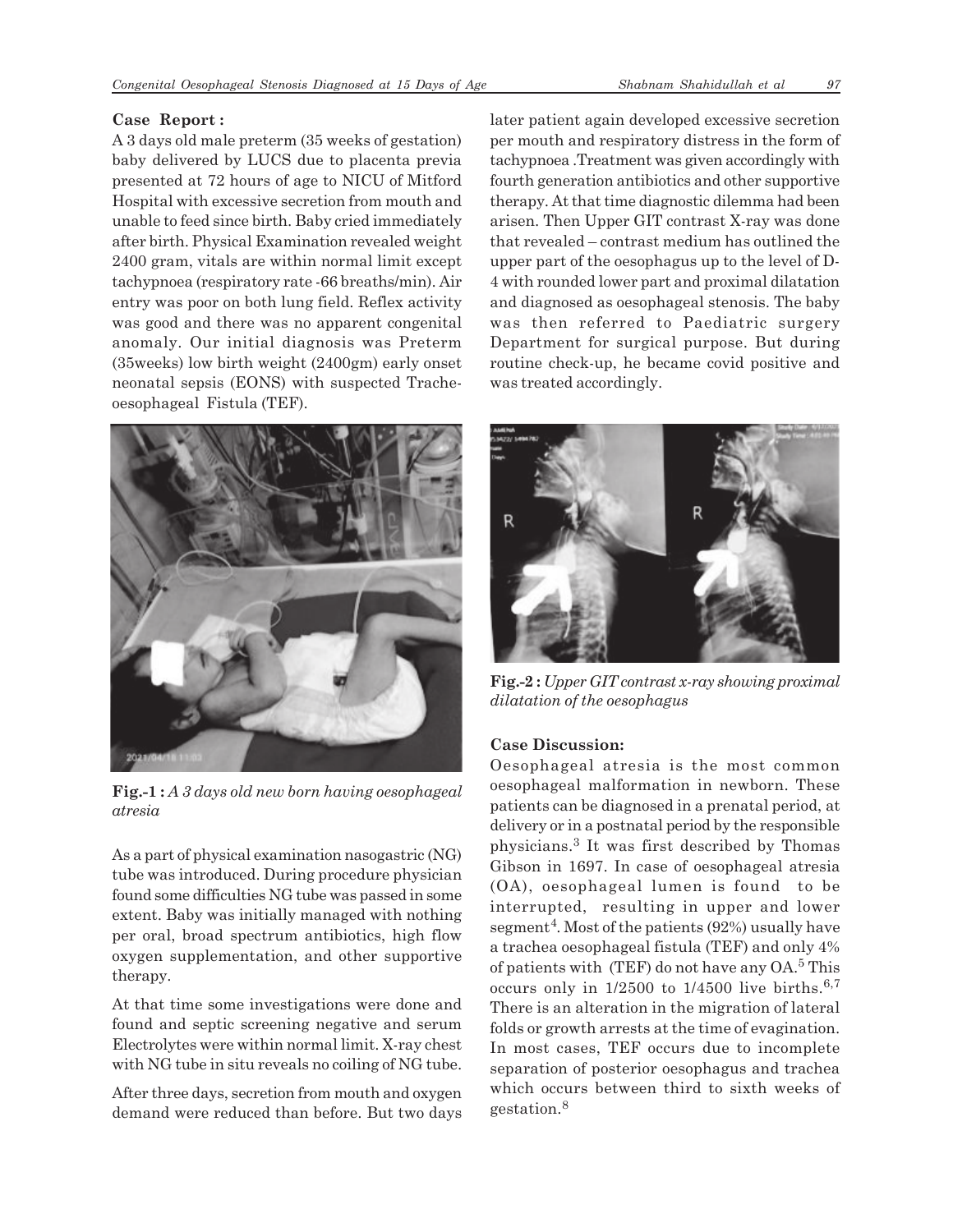**Case Report :**

A 3 days old male preterm (35 weeks of gestation) baby delivered by LUCS due to placenta previa presented at 72 hours of age to NICU of Mitford Hospital with excessive secretion from mouth and unable to feed since birth. Baby cried immediately after birth. Physical Examination revealed weight 2400 gram, vitals are within normal limit except tachypnoea (respiratory rate -66 breaths/min). Air entry was poor on both lung field. Reflex activity was good and there was no apparent congenital anomaly. Our initial diagnosis was Preterm (35weeks) low birth weight (2400gm) early onset neonatal sepsis (EONS) with suspected Tracheo-oesophageal Fistula (TEF).

**Fig.-1 :** *A 3 days old new born having oesophageal atresia*

As a part of physical examination nasogastric (NG) tube was introduced. During procedure physician found some difficulties NG tube was passed in some extent. Baby was initially managed with nothing per oral, broad spectrum antibiotics, high flow oxygen supplementation, and other supportive therapy.

At that time some investigations were done and found and septic screening negative and serum Electrolytes were within normal limit. X-ray chest with NG tube in situ reveals no coiling of NG tube.

After three days, secretion from mouth and oxygen demand were reduced than before. But two days later patient again developed excessive secretion per mouth and respiratory distress in the form of tachypnoea .Treatment was given accordingly with fourth generation antibiotics and other supportive therapy. At that time diagnostic dilemma had been arisen. Then Upper GIT contrast X-ray was done that revealed – contrast medium has outlined the upper part of the oesophagus up to the level of D-4 with rounded lower part and proximal dilatation and diagnosed as oesophageal stenosis. The baby was then referred to Paediatric surgery Department for surgical purpose. But during routine check-up, he became covid positive and was treated accordingly.

**Fig.-2 :** *Upper GIT contrast x-ray showing proximal dilatation of the oesophagus*

**Case Discussion:**

Oesophageal atresia is the most common oesophageal malformation in newborn. These patients can be diagnosed in a prenatal period, at delivery or in a postnatal period by the responsible physicians.[3] It was first described by Thomas Gibson in 1697. In case of oesophageal atresia (OA), oesophageal lumen is found to be interrupted, resulting in upper and lower segment[4]. Most of the patients (92%) usually have a trachea oesophageal fistula (TEF) and only 4% of patients with (TEF) do not have any OA.[5] This occurs only in 1/2500 to 1/4500 live births.[6,7] There is an alteration in the migration of lateral folds or growth arrests at the time of evagination. In most cases, TEF occurs due to incomplete separation of posterior oesophagus and trachea which occurs between third to sixth weeks of gestation.[8]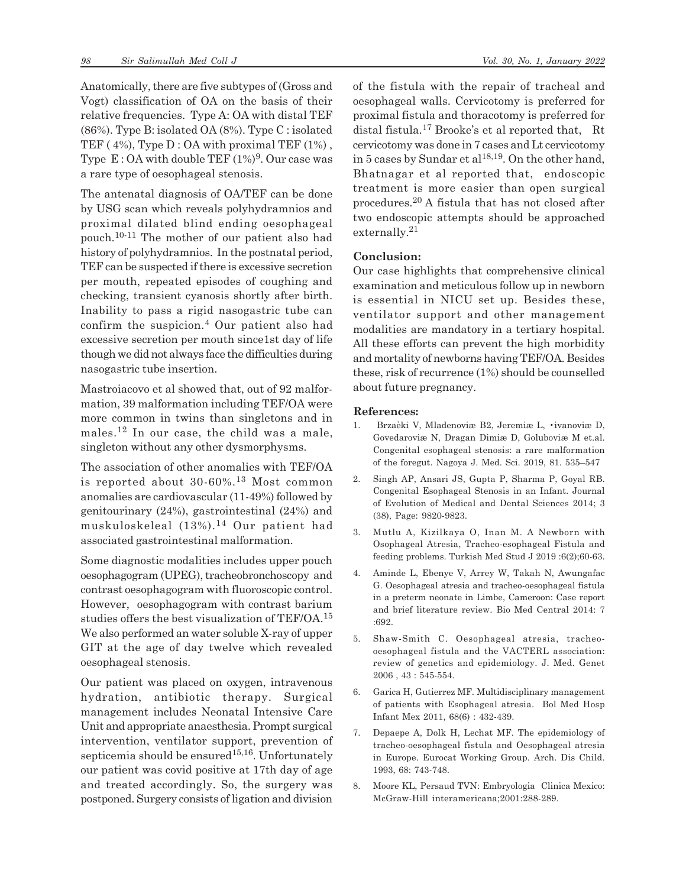Anatomically, there are five subtypes of (Gross and Vogt) classification of OA on the basis of their relative frequencies. Type A: OA with distal TEF (86%). Type B: isolated OA (8%). Type C : isolated TEF ( 4%), Type D : OA with proximal TEF (1%) , Type E : OA with double TEF (1%)[9]. Our case was a rare type of oesophageal stenosis.

The antenatal diagnosis of OA/TEF can be done by USG scan which reveals polyhydramnios and proximal dilated blind ending oesophageal pouch.[10-11] The mother of our patient also had history of polyhydramnios. In the postnatal period, TEF can be suspected if there is excessive secretion per mouth, repeated episodes of coughing and checking, transient cyanosis shortly after birth. Inability to pass a rigid nasogastric tube can confirm the suspicion.[4] Our patient also had excessive secretion per mouth since1st day of life though we did not always face the difficulties during nasogastric tube insertion.

Mastroiacovo et al showed that, out of 92 malformation, 39 malformation including TEF/OA were more common in twins than singletons and in males.[12] In our case, the child was a male, singleton without any other dysmorphysms.

The association of other anomalies with TEF/OA is reported about 30-60%.[13] Most common anomalies are cardiovascular (11-49%) followed by genitourinary (24%), gastrointestinal (24%) and muskuloskeleal (13%).[14] Our patient had associated gastrointestinal malformation.

Some diagnostic modalities includes upper pouch oesophagogram (UPEG), tracheobronchoscopy and contrast oesophagogram with fluoroscopic control. However, oesophagogram with contrast barium studies offers the best visualization of TEF/OA.[15] We also performed an water soluble X-ray of upper GIT at the age of day twelve which revealed oesophageal stenosis.

Our patient was placed on oxygen, intravenous hydration, antibiotic therapy. Surgical management includes Neonatal Intensive Care Unit and appropriate anaesthesia. Prompt surgical intervention, ventilator support, prevention of septicemia should be ensured[15,16]. Unfortunately our patient was covid positive at 17th day of age and treated accordingly. So, the surgery was postponed. Surgery consists of ligation and division of the fistula with the repair of tracheal and oesophageal walls. Cervicotomy is preferred for proximal fistula and thoracotomy is preferred for distal fistula.[17] Brooke's et al reported that, Rt cervicotomy was done in 7 cases and Lt cervicotomy in 5 cases by Sundar et al[18,19]. On the other hand, Bhatnagar et al reported that, endoscopic treatment is more easier than open surgical procedures.[20] A fistula that has not closed after two endoscopic attempts should be approached externally.[21]

**Conclusion:**

Our case highlights that comprehensive clinical examination and meticulous follow up in newborn is essential in NICU set up. Besides these, ventilator support and other management modalities are mandatory in a tertiary hospital. All these efforts can prevent the high morbidity and mortality of newborns having TEF/OA. Besides these, risk of recurrence (1%) should be counselled about future pregnancy.

**References:**

1. Brzaèki V, Mladenoviæ B2, Jeremiæ L, •ivanoviæ D, Govedaroviæ N, Dragan Dimiæ D, Goluboviæ M et.al. Congenital esophageal stenosis: a rare malformation of the foregut. Nagoya J. Med. Sci. 2019, 81. 535–547
2. Singh AP, Ansari JS, Gupta P, Sharma P, Goyal RB. Congenital Esophageal Stenosis in an Infant. Journal of Evolution of Medical and Dental Sciences 2014; 3 (38), Page: 9820-9823.
3. Mutlu A, Kizilkaya O, Inan M. A Newborn with Osophageal Atresia, Tracheo-esophageal Fistula and feeding problems. Turkish Med Stud J 2019 :6(2);60-63.
4. Aminde L, Ebenye V, Arrey W, Takah N, Awungafac G. Oesophageal atresia and tracheo-oesophageal fistula in a preterm neonate in Limbe, Cameroon: Case report and brief literature review. Bio Med Central 2014: 7 :692.
5. Shaw-Smith C. Oesophageal atresia, tracheo-oesophageal fistula and the VACTERL association: review of genetics and epidemiology. J. Med. Genet 2006 , 43 : 545-554.
6. Garica H, Gutierrez MF. Multidisciplinary management of patients with Esophageal atresia. Bol Med Hosp Infant Mex 2011, 68(6) : 432-439.
7. Depaepe A, Dolk H, Lechat MF. The epidemiology of tracheo-oesophageal fistula and Oesophageal atresia in Europe. Eurocat Working Group. Arch. Dis Child. 1993, 68: 743-748.
8. Moore KL, Persaud TVN: Embryologia Clinica Mexico: McGraw-Hill interamericana;2001:288-289.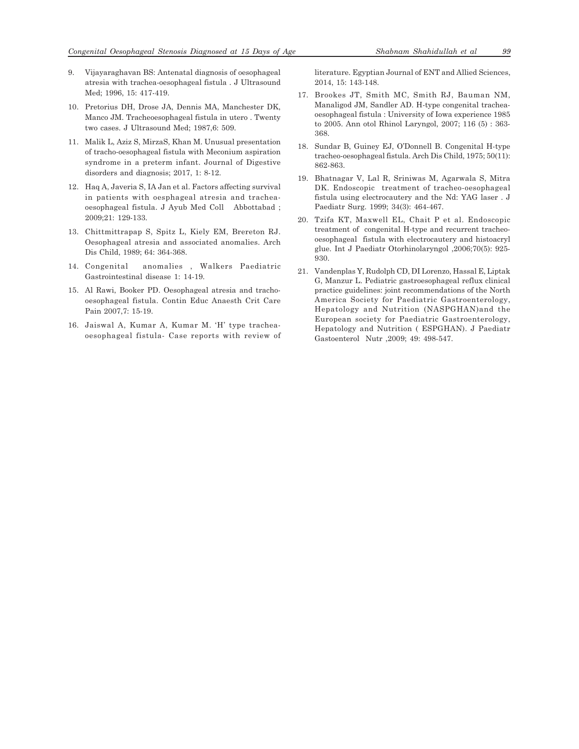9. Vijayaraghavan BS: Antenatal diagnosis of oesophageal atresia with trachea-oesophageal fistula . J Ultrasound Med; 1996, 15: 417-419.

10. Pretorius DH, Drose JA, Dennis MA, Manchester DK, Manco JM. Tracheoesophageal fistula in utero . Twenty two cases. J Ultrasound Med; 1987,6: 509.

11. Malik L, Aziz S, MirzaS, Khan M. Unusual presentation of tracho-oesophageal fistula with Meconium aspiration syndrome in a preterm infant. Journal of Digestive disorders and diagnosis; 2017, 1: 8-12.

12. Haq A, Javeria S, IA Jan et al. Factors affecting survival in patients with oesphageal atresia and trachea-oesophageal fistula. J Ayub Med Coll Abbottabad ; 2009;21: 129-133.

13. Chittmittrapap S, Spitz L, Kiely EM, Brereton RJ. Oesophageal atresia and associated anomalies. Arch Dis Child, 1989; 64: 364-368.

14. Congenital anomalies , Walkers Paediatric Gastrointestinal disease 1: 14-19.

15. Al Rawi, Booker PD. Oesophageal atresia and tracho-oesophageal fistula. Contin Educ Anaesth Crit Care Pain 2007,7: 15-19.

16. Jaiswal A, Kumar A, Kumar M. 'H' type trachea-oesophageal fistula- Case reports with review of literature. Egyptian Journal of ENT and Allied Sciences, 2014, 15: 143-148.

17. Brookes JT, Smith MC, Smith RJ, Bauman NM, Manaligod JM, Sandler AD. H-type congenital trachea-oesophageal fistula : University of Iowa experience 1985 to 2005. Ann otol Rhinol Laryngol, 2007; 116 (5) : 363-368.

18. Sundar B, Guiney EJ, O'Donnell B. Congenital H-type tracheo-oesophageal fistula. Arch Dis Child, 1975; 50(11): 862-863.

19. Bhatnagar V, Lal R, Sriniwas M, Agarwala S, Mitra DK. Endoscopic treatment of tracheo-oesophageal fistula using electrocautery and the Nd: YAG laser . J Paediatr Surg. 1999; 34(3): 464-467.

20. Tzifa KT, Maxwell EL, Chait P et al. Endoscopic treatment of congenital H-type and recurrent tracheo-oesophageal fistula with electrocautery and histoacryl glue. Int J Paediatr Otorhinolaryngol ,2006;70(5): 925-930.

21. Vandenplas Y, Rudolph CD, DI Lorenzo, Hassal E, Liptak G, Manzur L. Pediatric gastroesophageal reflux clinical practice guidelines: joint recommendations of the North America Society for Paediatric Gastroenterology, Hepatology and Nutrition (NASPGHAN)and the European society for Paediatric Gastroenterology, Hepatology and Nutrition ( ESPGHAN). J Paediatr Gastoenterol Nutr ,2009; 49: 498-547.